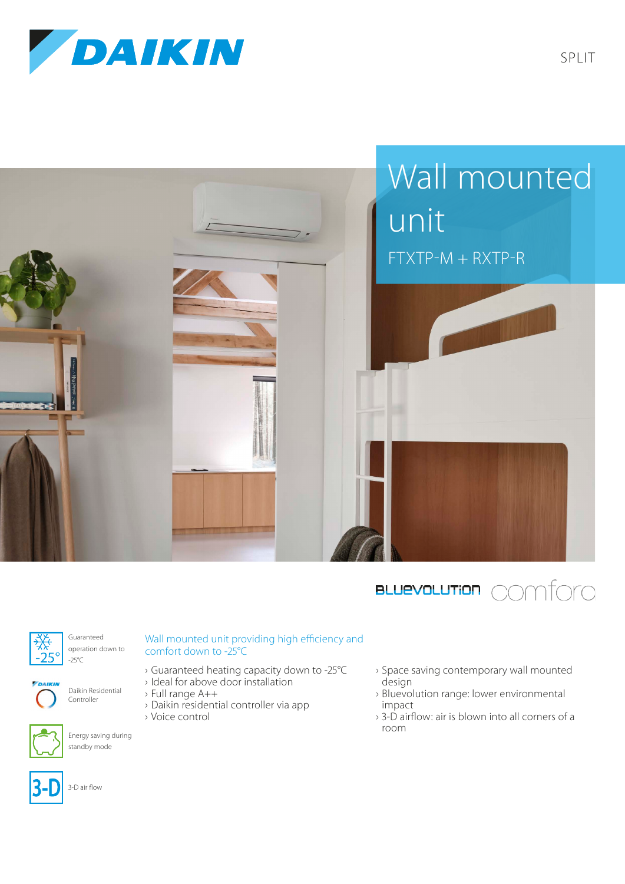DAIKIN

SPLIT

# Wall mounted unit

FTXTP-M + RXTP-R

BLUEVOLUTION comfora

Guaranteed operation down to -25°C

Daikin Residential Controller

Energy saving during standby mode

3-D air flow

## Wall mounted unit providing high efficiency and comfort down to -25°C

- Guaranteed heating capacity down to -25°C
- Ideal for above door installation
- Full range A++
- Daikin residential controller via app
- Voice control
- Space saving contemporary wall mounted design
- Bluevolution range: lower environmental impact
- 3-D airflow: air is blown into all corners of a room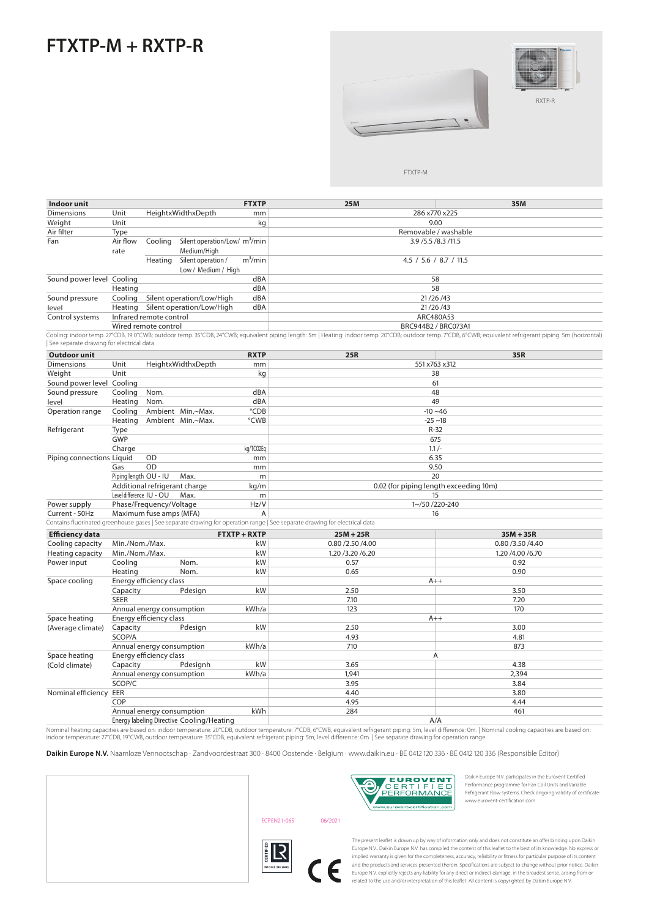# FTXTP-M + RXTP-R

RXTP-R

FTXTP-M

| Indoor unit | | | | FTXTP | 25M | 35M |
|---|---|---|---|---|---|---|
| Dimensions | Unit | HeightxWidthxDepth | | mm | 286 x770 x225 | |
| Weight | Unit | | | kg | 9.00 | |
| Air filter | Type | | | | Removable / washable | |
| Fan | Air flow rate | Cooling | Silent operation/Low/ Medium/High | $m^3/min$ | 3.9 /5.5 /8.3 /11.5 | |
| | | Heating | Silent operation / Low / Medium / High | $m^3/min$ | 4.5 / 5.6 / 8.7 / 11.5 | |
| Sound power level | Cooling | | | dBA | 58 | |
| | Heating | | | dBA | 58 | |
| Sound pressure level | Cooling | Silent operation/Low/High | | dBA | 21 /26 /43 | |
| | Heating | Silent operation/Low/High | | dBA | 21 /26 /43 | |
| Control systems | Infrared remote control | | | | ARC480A53 | |
| | Wired remote control | | | | BRC944B2 / BRC073A1 | |

Cooling: indoor temp. 27°CDB, 19.0°CWB; outdoor temp. 35°CDB, 24°CWB; equivalent piping length: 5m | Heating: indoor temp. 20°CDB; outdoor temp. 7°CDB, 6°CWB; equivalent refrigerant piping: 5m (horizontal) | See separate drawing for electrical data

| Outdoor unit | | | | RXTP | 25R | 35R |
|---|---|---|---|---|---|---|
| Dimensions | Unit | HeightxWidthxDepth | | mm | 551 x763 x312 | |
| Weight | Unit | | | kg | 38 | |
| Sound power level | Cooling | | | | 61 | |
| Sound pressure level | Cooling | Nom. | | dBA | 48 | |
| | Heating | Nom. | | dBA | 49 | |
| Operation range | Cooling | Ambient | Min.~Max. | °CDB | -10 ~46 | |
| | Heating | Ambient | Min.~Max. | °CWB | -25 ~18 | |
| Refrigerant | Type | | | | R-32 | |
| | GWP | | | | 675 | |
| | Charge | | | kg/TCO2Eq | 1.1 /- | |
| Piping connections | Liquid | OD | | mm | 6.35 | |
| | Gas | OD | | mm | 9.50 | |
| | Piping length OU - IU | Max. | | m | 20 | |
| | Additional refrigerant charge | | | kg/m | 0.02 (for piping length exceeding 10m) | |
| | Level difference IU - OU | Max. | | m | 15 | |
| Power supply | Phase/Frequency/Voltage | | | Hz/V | 1~/50 /220-240 | |
| Current - 50Hz | Maximum fuse amps (MFA) | | | A | 16 | |

Contains fluorinated greenhouse gases | See separate drawing for operation range | See separate drawing for electrical data

| Efficiency data | | | FTXTP + RXTP | | 25M + 25R | 35M + 35R |
|---|---|---|---|---|---|---|
| Cooling capacity | Min./Nom./Max. | | | kW | 0.80 /2.50 /4.00 | 0.80 /3.50 /4.40 |
| Heating capacity | Min./Nom./Max. | | | kW | 1.20 /3.20 /6.20 | 1.20 /4.00 /6.70 |
| Power input | Cooling | Nom. | | kW | 0.57 | 0.92 |
| | Heating | Nom. | | kW | 0.65 | 0.90 |
| Space cooling | Energy efficiency class | | | | A++ | |
| | Capacity | Pdesign | | kW | 2.50 | 3.50 |
| | SEER | | | | 7.10 | 7.20 |
| | Annual energy consumption | | | kWh/a | 123 | 170 |
| Space heating (Average climate) | Energy efficiency class | | | | A++ | |
| | Capacity | Pdesign | | kW | 2.50 | 3.00 |
| | SCOP/A | | | | 4.93 | 4.81 |
| | Annual energy consumption | | | kWh/a | 710 | 873 |
| Space heating (Cold climate) | Energy efficiency class | | | | A | |
| | Capacity | Pdesignh | | kW | 3.65 | 4.38 |
| | Annual energy consumption | | | kWh/a | 1,941 | 2,394 |
| | SCOP/C | | | | 3.95 | 3.84 |
| Nominal efficiency | EER | | | | 4.40 | 3.80 |
| | COP | | | | 4.95 | 4.44 |
| | Annual energy consumption | | | kWh | 284 | 461 |
| | Energy labeling Directive Cooling/Heating | | | | A/A | |

Nominal heating capacities are based on: indoor temperature: 20°CDB, outdoor temperature: 7°CDB, 6°CWB, equivalent refrigerant piping: 5m, level difference: 0m. | Nominal cooling capacities are based on: indoor temperature: 27°CDB, 19°CWB, outdoor temperature: 35°CDB, equivalent refrigerant piping: 5m, level difference: 0m. | See separate drawing for operation range

**Daikin Europe N.V.** Naamloze Vennootschap · Zandvoordestraat 300 · 8400 Oostende · Belgium · www.daikin.eu · BE 0412 120 336 · BE 0412 120 336 (Responsible Editor)

EUROVENT CERTIFIED PERFORMANCE www.eurovent-certification.com

Daikin Europe N.V. participates in the Eurovent Certified Performance programme for Fan Coil Units and Variable Refrigerant Flow systems. Check ongoing validity of certificate: www.eurovent-certification.com

ECPEN21-065 06/2021

The present leaflet is drawn up by way of information only and does not constitute an offer binding upon Daikin Europe N.V.. Daikin Europe N.V. has compiled the content of this leaflet to the best of its knowledge. No express or implied warranty is given for the completeness, accuracy, reliability or fitness for particular purpose of its content and the products and services presented therein. Specifications are subject to change without prior notice. Daikin Europe N.V. explicitly rejects any liability for any direct or indirect damage, in the broadest sense, arising from or related to the use and/or interpretation of this leaflet. All content is copyrighted by Daikin Europe N.V.